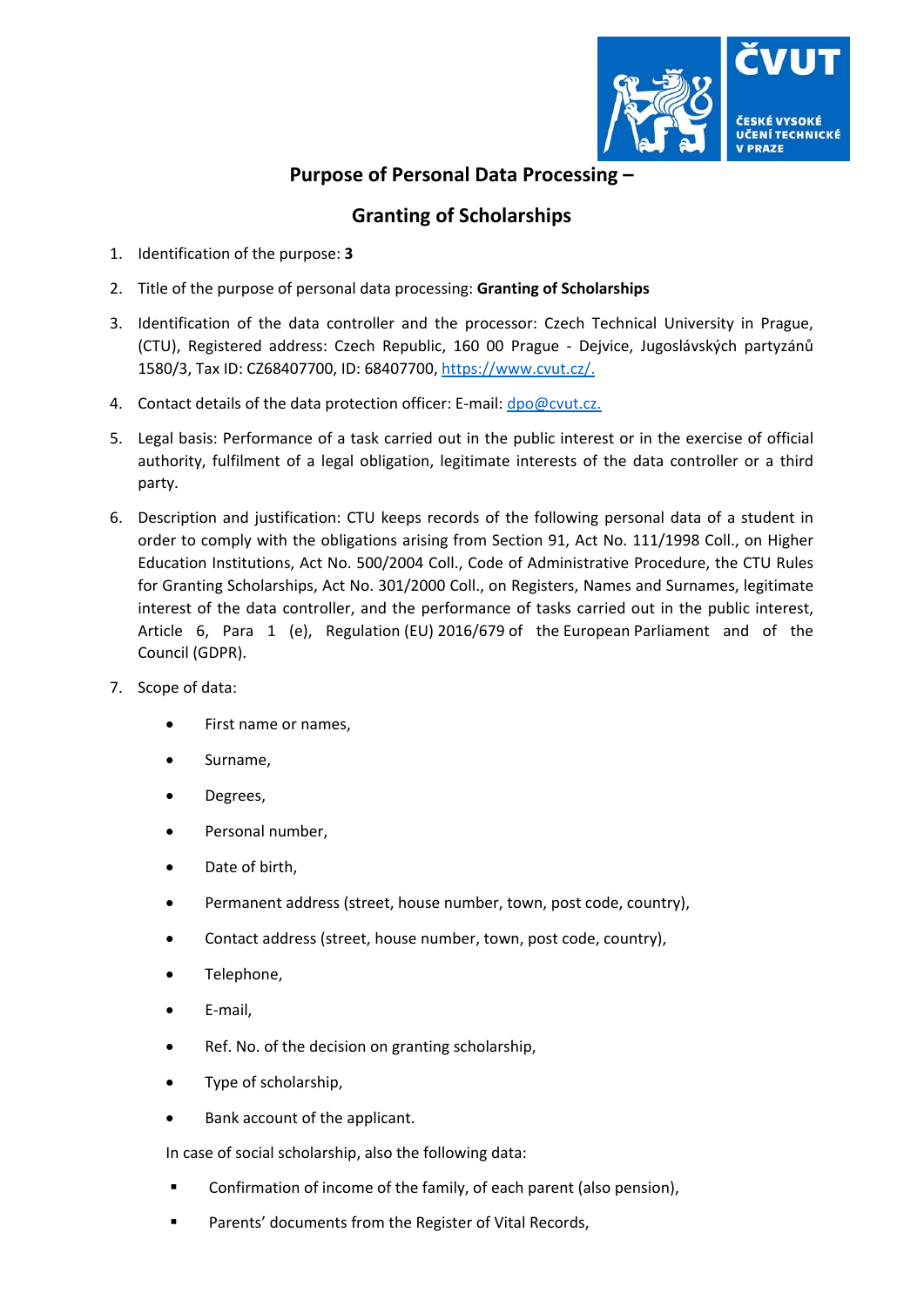# Purpose of Personal Data Processing –

# Granting of Scholarships

1. Identification of the purpose: **3**
2. Title of the purpose of personal data processing: **Granting of Scholarships**
3. Identification of the data controller and the processor: Czech Technical University in Prague, (CTU), Registered address: Czech Republic, 160 00 Prague - Dejvice, Jugoslávských partyzánů 1580/3, Tax ID: CZ68407700, ID: 68407700, https://www.cvut.cz/.
4. Contact details of the data protection officer: E-mail: dpo@cvut.cz.
5. Legal basis: Performance of a task carried out in the public interest or in the exercise of official authority, fulfilment of a legal obligation, legitimate interests of the data controller or a third party.
6. Description and justification: CTU keeps records of the following personal data of a student in order to comply with the obligations arising from Section 91, Act No. 111/1998 Coll., on Higher Education Institutions, Act No. 500/2004 Coll., Code of Administrative Procedure, the CTU Rules for Granting Scholarships, Act No. 301/2000 Coll., on Registers, Names and Surnames, legitimate interest of the data controller, and the performance of tasks carried out in the public interest, Article 6, Para 1 (e), Regulation (EU) 2016/679 of the European Parliament and of the Council (GDPR).
7. Scope of data:
   - First name or names,
   - Surname,
   - Degrees,
   - Personal number,
   - Date of birth,
   - Permanent address (street, house number, town, post code, country),
   - Contact address (street, house number, town, post code, country),
   - Telephone,
   - E-mail,
   - Ref. No. of the decision on granting scholarship,
   - Type of scholarship,
   - Bank account of the applicant.

   In case of social scholarship, also the following data:

   - Confirmation of income of the family, of each parent (also pension),
   - Parents' documents from the Register of Vital Records,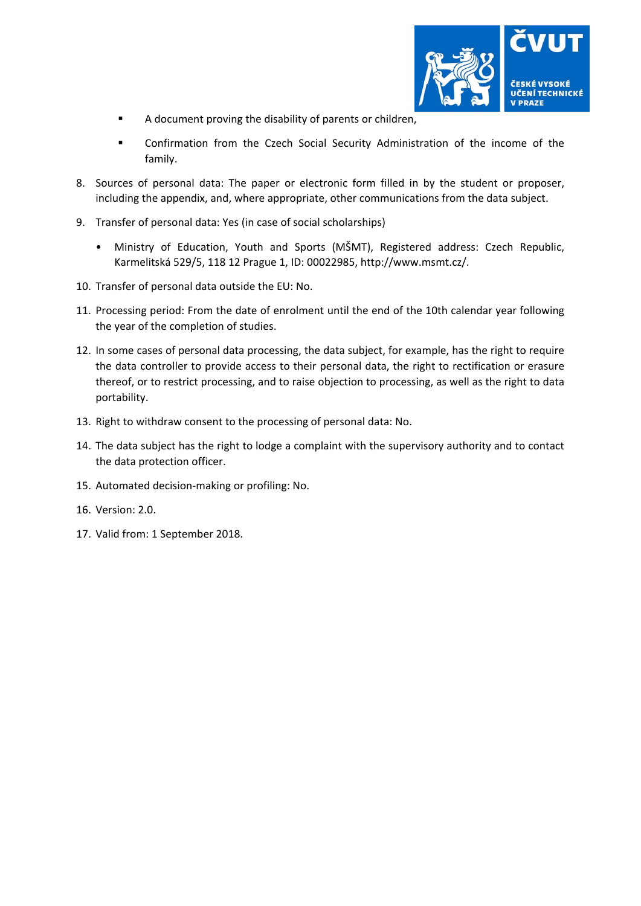- A document proving the disability of parents or children,
- Confirmation from the Czech Social Security Administration of the income of the family.

8. Sources of personal data: The paper or electronic form filled in by the student or proposer, including the appendix, and, where appropriate, other communications from the data subject.
9. Transfer of personal data: Yes (in case of social scholarships)
   - Ministry of Education, Youth and Sports (MŠMT), Registered address: Czech Republic, Karmelitská 529/5, 118 12 Prague 1, ID: 00022985, http://www.msmt.cz/.
10. Transfer of personal data outside the EU: No.
11. Processing period: From the date of enrolment until the end of the 10th calendar year following the year of the completion of studies.
12. In some cases of personal data processing, the data subject, for example, has the right to require the data controller to provide access to their personal data, the right to rectification or erasure thereof, or to restrict processing, and to raise objection to processing, as well as the right to data portability.
13. Right to withdraw consent to the processing of personal data: No.
14. The data subject has the right to lodge a complaint with the supervisory authority and to contact the data protection officer.
15. Automated decision-making or profiling: No.
16. Version: 2.0.
17. Valid from: 1 September 2018.